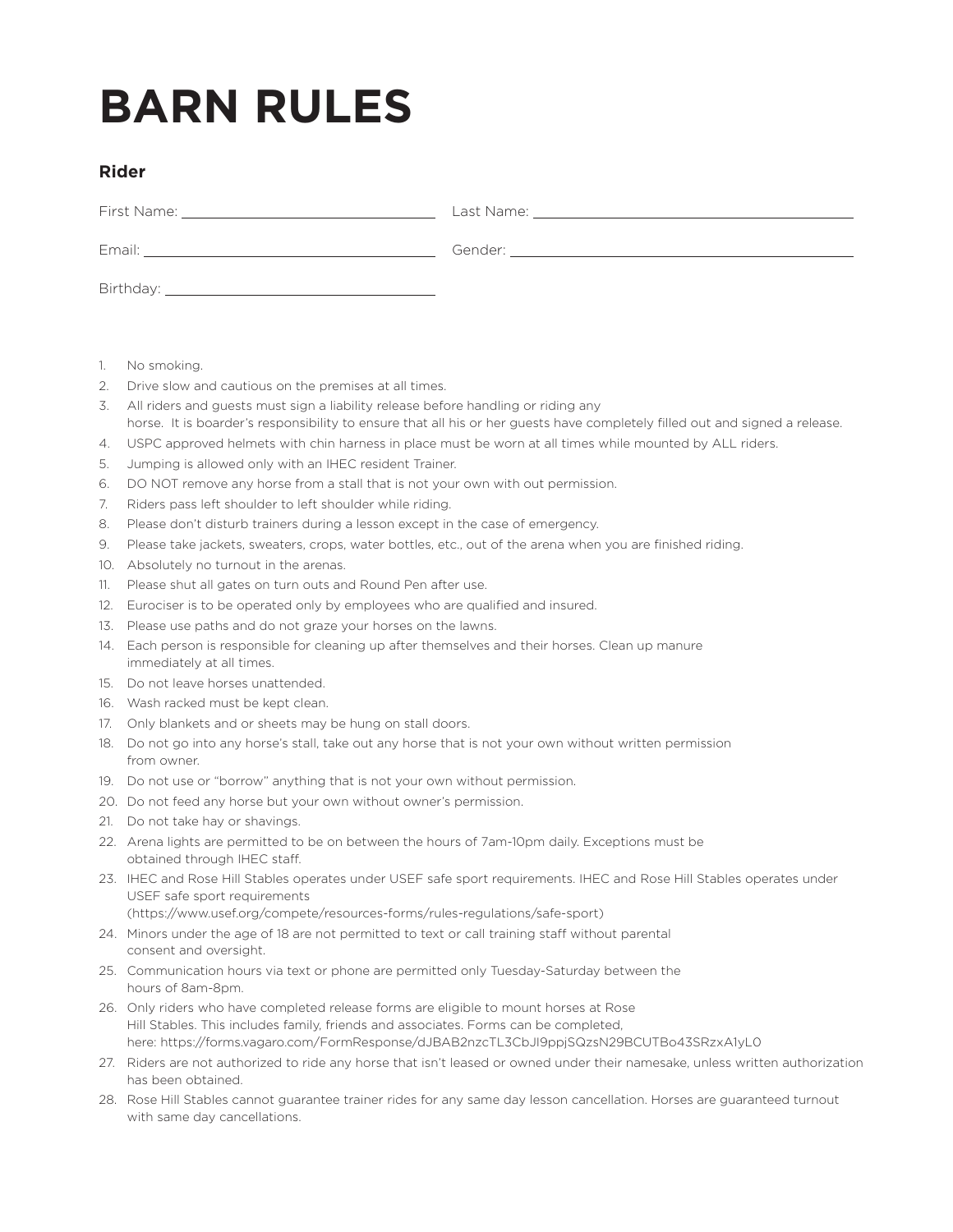# BARN RULES

## Rider

First Name: ______________________ Last Name: ______________________

Email: ______________________ Gender: ______________________

Birthday: ______________________

1. No smoking.
2. Drive slow and cautious on the premises at all times.
3. All riders and guests must sign a liability release before handling or riding any horse. It is boarder's responsibility to ensure that all his or her guests have completely filled out and signed a release.
4. USPC approved helmets with chin harness in place must be worn at all times while mounted by ALL riders.
5. Jumping is allowed only with an IHEC resident Trainer.
6. DO NOT remove any horse from a stall that is not your own with out permission.
7. Riders pass left shoulder to left shoulder while riding.
8. Please don't disturb trainers during a lesson except in the case of emergency.
9. Please take jackets, sweaters, crops, water bottles, etc., out of the arena when you are finished riding.
10. Absolutely no turnout in the arenas.
11. Please shut all gates on turn outs and Round Pen after use.
12. Eurociser is to be operated only by employees who are qualified and insured.
13. Please use paths and do not graze your horses on the lawns.
14. Each person is responsible for cleaning up after themselves and their horses. Clean up manure immediately at all times.
15. Do not leave horses unattended.
16. Wash racked must be kept clean.
17. Only blankets and or sheets may be hung on stall doors.
18. Do not go into any horse's stall, take out any horse that is not your own without written permission from owner.
19. Do not use or "borrow" anything that is not your own without permission.
20. Do not feed any horse but your own without owner's permission.
21. Do not take hay or shavings.
22. Arena lights are permitted to be on between the hours of 7am-10pm daily. Exceptions must be obtained through IHEC staff.
23. IHEC and Rose Hill Stables operates under USEF safe sport requirements. IHEC and Rose Hill Stables operates under USEF safe sport requirements (https://www.usef.org/compete/resources-forms/rules-regulations/safe-sport)
24. Minors under the age of 18 are not permitted to text or call training staff without parental consent and oversight.
25. Communication hours via text or phone are permitted only Tuesday-Saturday between the hours of 8am-8pm.
26. Only riders who have completed release forms are eligible to mount horses at Rose Hill Stables. This includes family, friends and associates. Forms can be completed, here: https://forms.vagaro.com/FormResponse/dJBAB2nzcTL3CbJl9ppjSQzsN29BCUTBo43SRzxA1yL0
27. Riders are not authorized to ride any horse that isn't leased or owned under their namesake, unless written authorization has been obtained.
28. Rose Hill Stables cannot guarantee trainer rides for any same day lesson cancellation. Horses are guaranteed turnout with same day cancellations.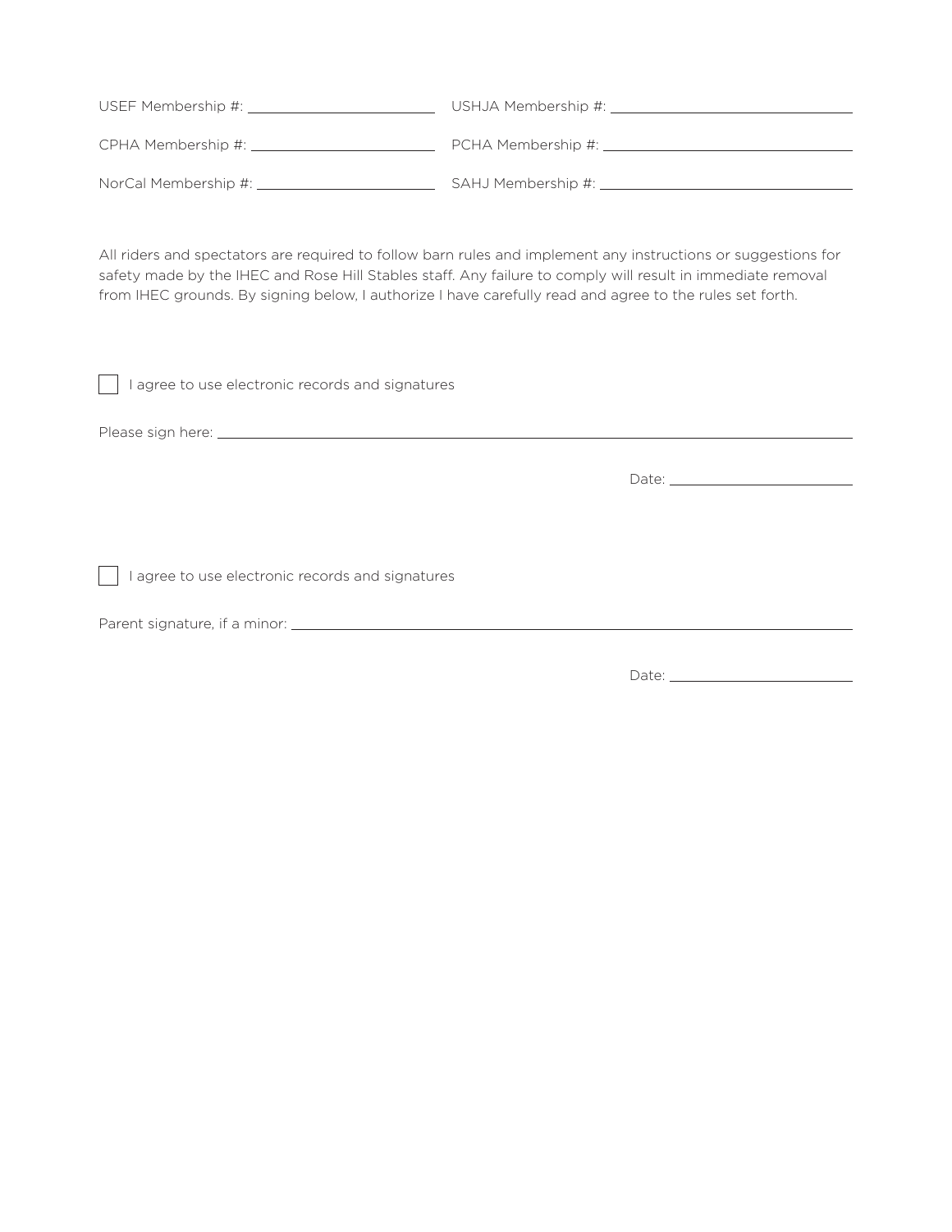USEF Membership #: ______________________ USHJA Membership #: ______________________

CPHA Membership #: ______________________ PCHA Membership #: ______________________

NorCal Membership #: ______________________ SAHJ Membership #: ______________________

All riders and spectators are required to follow barn rules and implement any instructions or suggestions for safety made by the IHEC and Rose Hill Stables staff. Any failure to comply will result in immediate removal from IHEC grounds. By signing below, I authorize I have carefully read and agree to the rules set forth.

☐ I agree to use electronic records and signatures

Please sign here: ______________________________________________

Date: ______________________

☐ I agree to use electronic records and signatures

Parent signature, if a minor: ______________________________________________

Date: ______________________